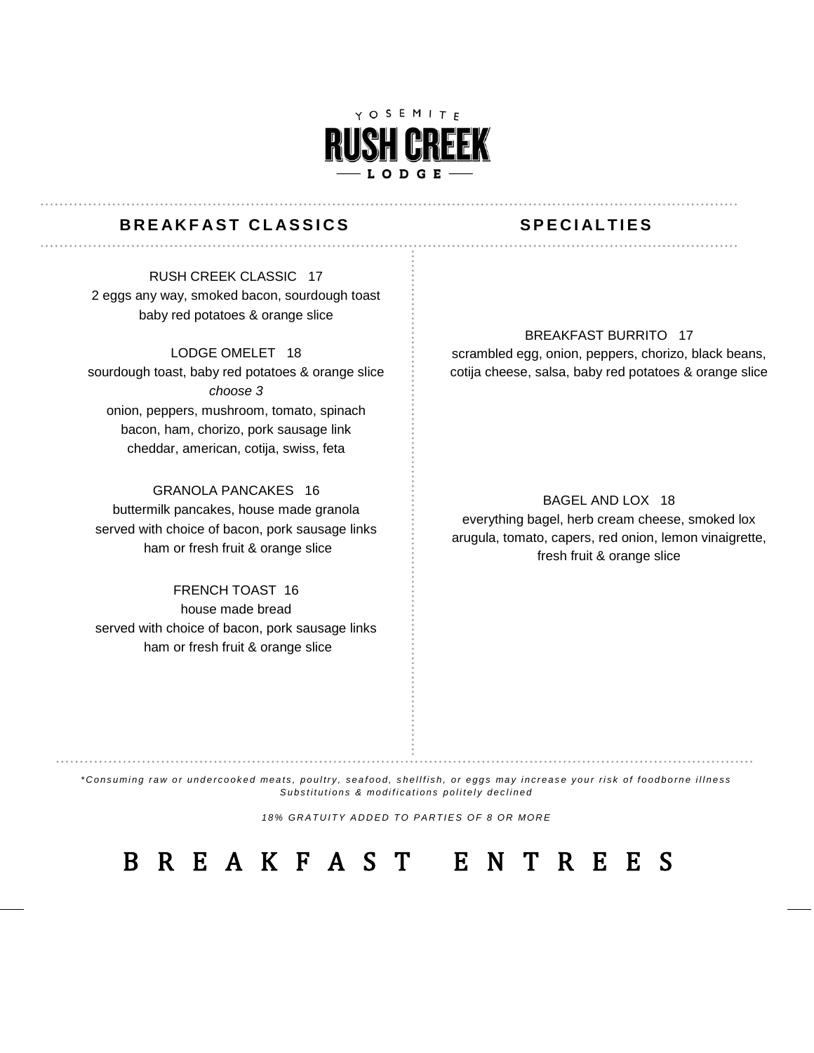YOSEMITE

# RUSH CREEK

LODGE

## BREAKFAST CLASSICS

RUSH CREEK CLASSIC 17
2 eggs any way, smoked bacon, sourdough toast
baby red potatoes & orange slice

LODGE OMELET 18
sourdough toast, baby red potatoes & orange slice
*choose 3*
onion, peppers, mushroom, tomato, spinach
bacon, ham, chorizo, pork sausage link
cheddar, american, cotija, swiss, feta

GRANOLA PANCAKES 16
buttermilk pancakes, house made granola
served with choice of bacon, pork sausage links
ham or fresh fruit & orange slice

FRENCH TOAST 16
house made bread
served with choice of bacon, pork sausage links
ham or fresh fruit & orange slice

## SPECIALTIES

BREAKFAST BURRITO 17
scrambled egg, onion, peppers, chorizo, black beans,
cotija cheese, salsa, baby red potatoes & orange slice

BAGEL AND LOX 18
everything bagel, herb cream cheese, smoked lox
arugula, tomato, capers, red onion, lemon vinaigrette,
fresh fruit & orange slice

*\*Consuming raw or undercooked meats, poultry, seafood, shellfish, or eggs may increase your risk of foodborne illness*
*Substitutions & modifications politely declined*

*18% GRATUITY ADDED TO PARTIES OF 8 OR MORE*

# BREAKFAST ENTREES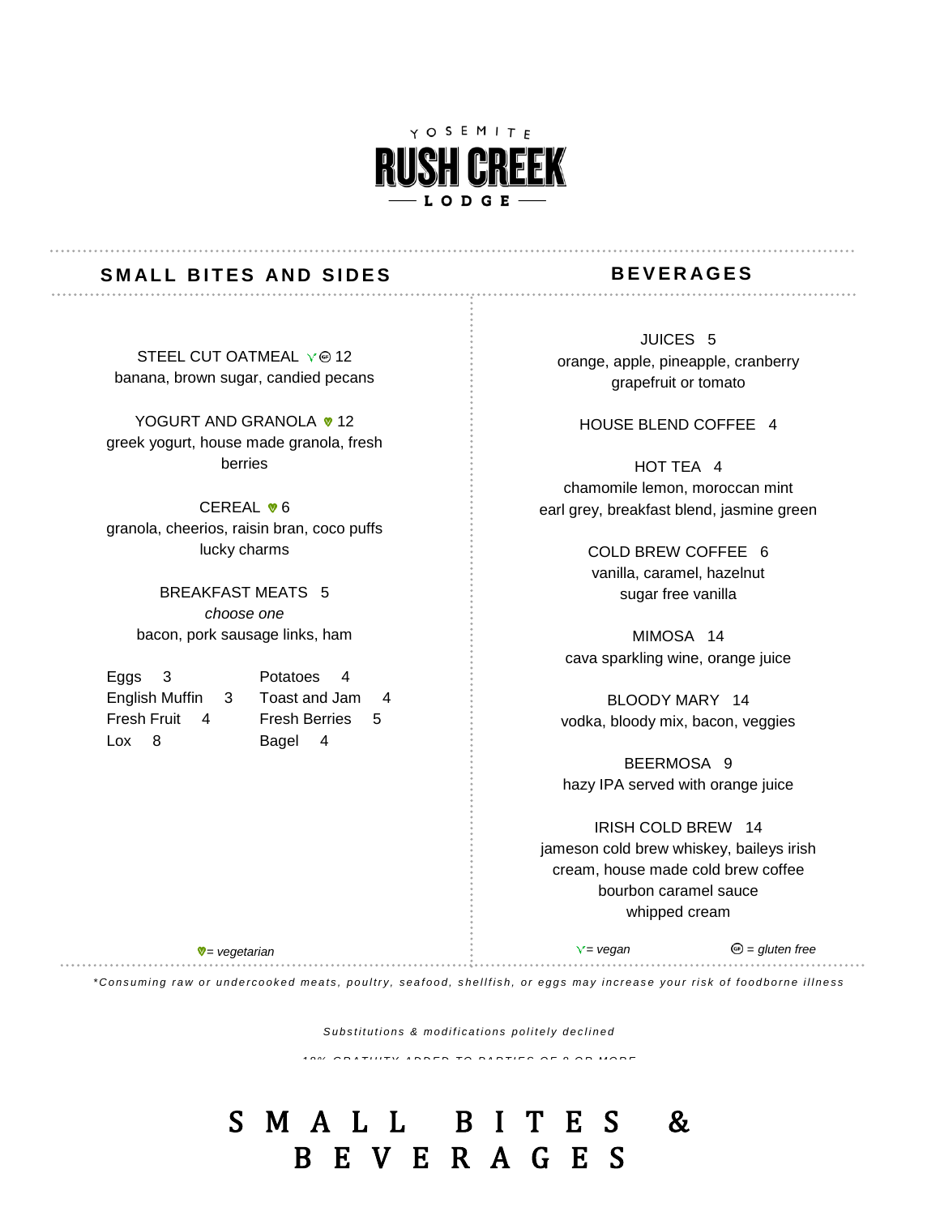YOSEMITE

# RUSH CREEK

LODGE

## SMALL BITES AND SIDES

STEEL CUT OATMEAL (vegan) (GF) 12
banana, brown sugar, candied pecans

YOGURT AND GRANOLA (vegetarian) 12
greek yogurt, house made granola, fresh berries

CEREAL (vegetarian) 6
granola, cheerios, raisin bran, coco puffs
lucky charms

BREAKFAST MEATS 5
*choose one*
bacon, pork sausage links, ham

| | |
|---|---|
| Eggs 3 | Potatoes 4 |
| English Muffin 3 | Toast and Jam 4 |
| Fresh Fruit 4 | Fresh Berries 5 |
| Lox 8 | Bagel 4 |

## BEVERAGES

JUICES 5
orange, apple, pineapple, cranberry
grapefruit or tomato

HOUSE BLEND COFFEE 4

HOT TEA 4
chamomile lemon, moroccan mint
earl grey, breakfast blend, jasmine green

COLD BREW COFFEE 6
vanilla, caramel, hazelnut
sugar free vanilla

MIMOSA 14
cava sparkling wine, orange juice

BLOODY MARY 14
vodka, bloody mix, bacon, veggies

BEERMOSA 9
hazy IPA served with orange juice

IRISH COLD BREW 14
jameson cold brew whiskey, baileys irish cream, house made cold brew coffee
bourbon caramel sauce
whipped cream

*(vegetarian icon) = vegetarian* *(vegan icon) = vegan* *(GF) = gluten free*

*\*Consuming raw or undercooked meats, poultry, seafood, shellfish, or eggs may increase your risk of foodborne illness*

*Substitutions & modifications politely declined*

*18% GRATUITY ADDED TO PARTIES OF 8 OR MORE*

# SMALL BITES & BEVERAGES